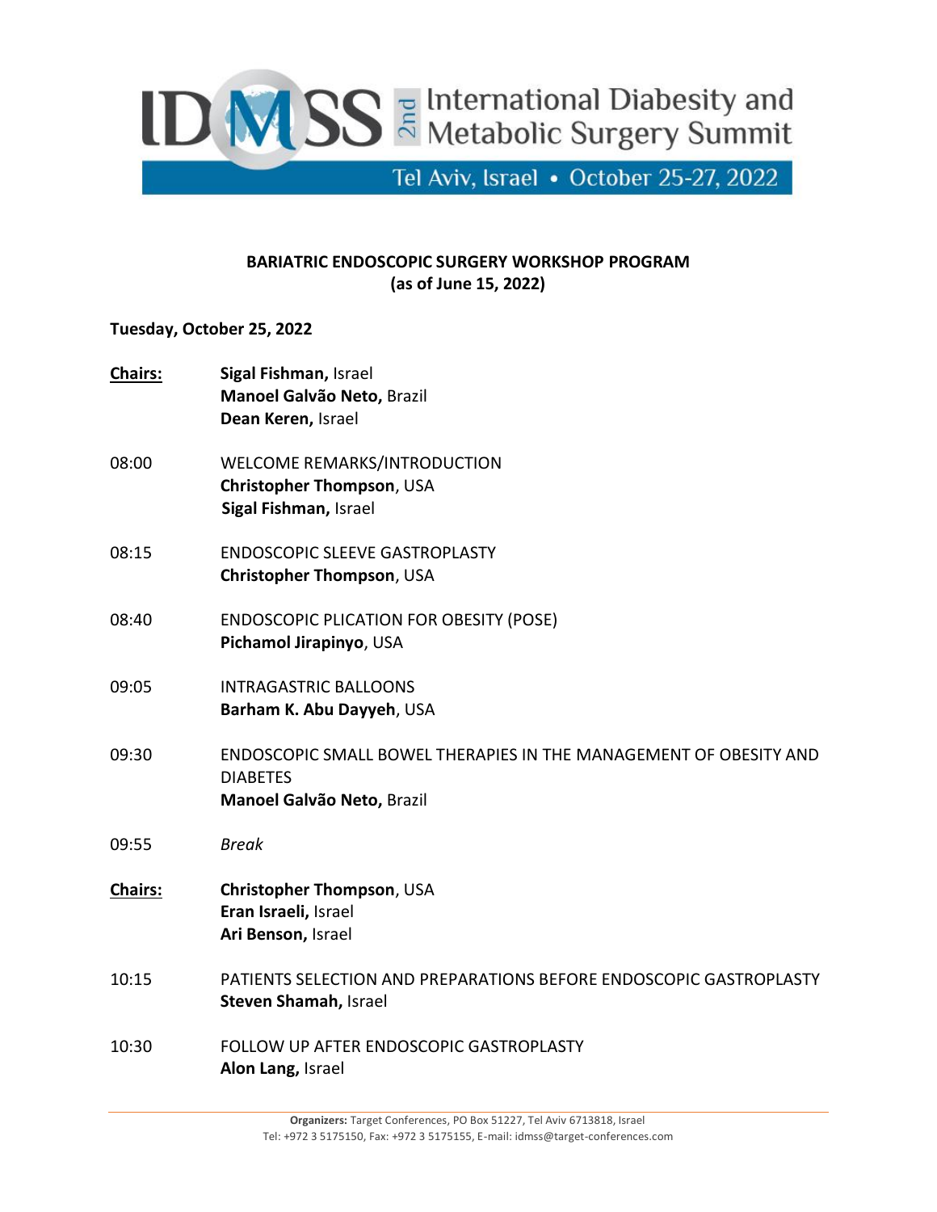# 2nd International Diabesity and Metabolic Surgery Summit

Tel Aviv, Israel • October 25-27, 2022

## BARIATRIC ENDOSCOPIC SURGERY WORKSHOP PROGRAM
**(as of June 15, 2022)**

### Tuesday, October 25, 2022

**Chairs:**
**Sigal Fishman,** Israel
**Manoel Galvão Neto,** Brazil
**Dean Keren,** Israel

08:00 WELCOME REMARKS/INTRODUCTION
**Christopher Thompson**, USA
**Sigal Fishman,** Israel

08:15 ENDOSCOPIC SLEEVE GASTROPLASTY
**Christopher Thompson**, USA

08:40 ENDOSCOPIC PLICATION FOR OBESITY (POSE)
**Pichamol Jirapinyo**, USA

09:05 INTRAGASTRIC BALLOONS
**Barham K. Abu Dayyeh**, USA

09:30 ENDOSCOPIC SMALL BOWEL THERAPIES IN THE MANAGEMENT OF OBESITY AND DIABETES
**Manoel Galvão Neto,** Brazil

09:55 *Break*

**Chairs:**
**Christopher Thompson**, USA
**Eran Israeli,** Israel
**Ari Benson,** Israel

10:15 PATIENTS SELECTION AND PREPARATIONS BEFORE ENDOSCOPIC GASTROPLASTY
**Steven Shamah,** Israel

10:30 FOLLOW UP AFTER ENDOSCOPIC GASTROPLASTY
**Alon Lang,** Israel

**Organizers:** Target Conferences, PO Box 51227, Tel Aviv 6713818, Israel
Tel: +972 3 5175150, Fax: +972 3 5175155, E-mail: idmss@target-conferences.com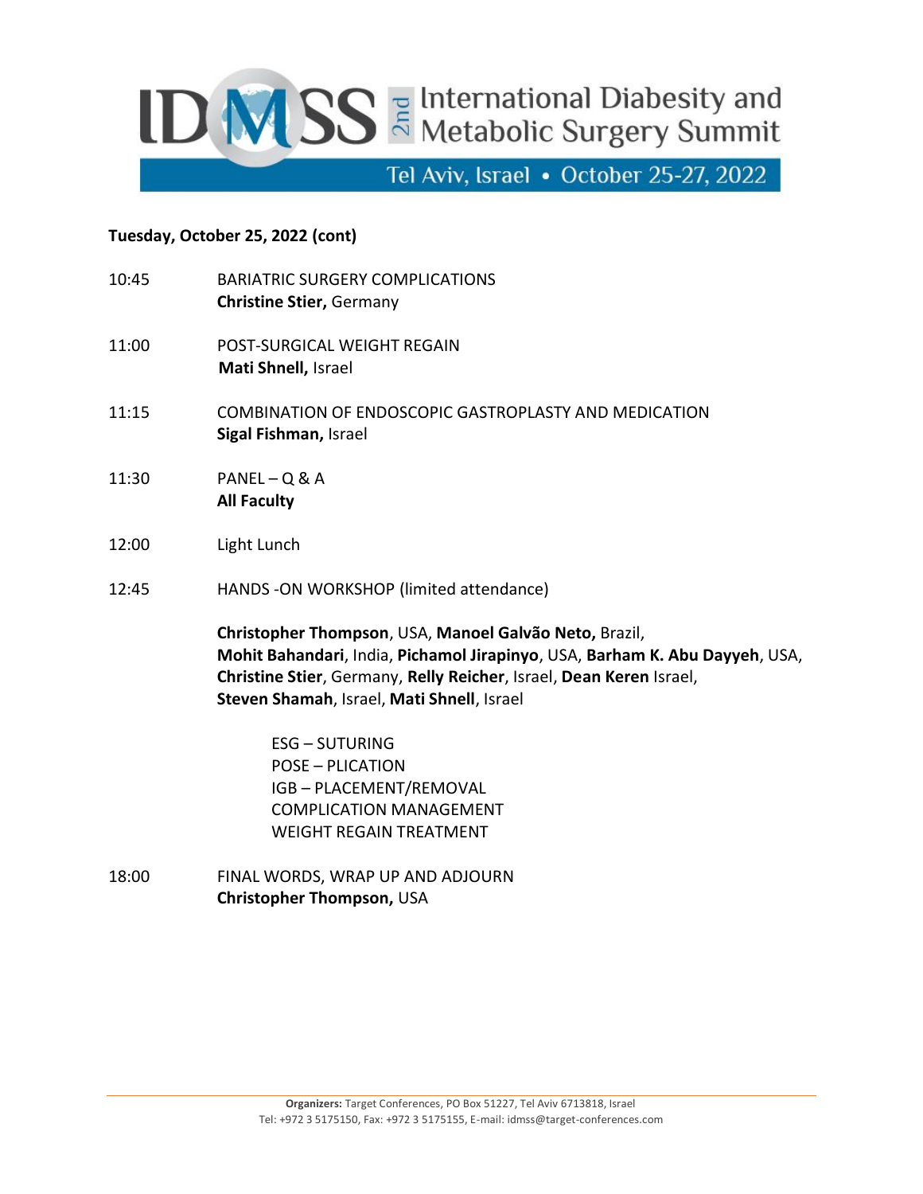**Tuesday, October 25, 2022 (cont)**

10:45 BARIATRIC SURGERY COMPLICATIONS
**Christine Stier,** Germany

11:00 POST-SURGICAL WEIGHT REGAIN
**Mati Shnell,** Israel

11:15 COMBINATION OF ENDOSCOPIC GASTROPLASTY AND MEDICATION
**Sigal Fishman,** Israel

11:30 PANEL – Q & A
**All Faculty**

12:00 Light Lunch

12:45 HANDS -ON WORKSHOP (limited attendance)

**Christopher Thompson**, USA, **Manoel Galvão Neto,** Brazil,
**Mohit Bahandari**, India, **Pichamol Jirapinyo**, USA, **Barham K. Abu Dayyeh**, USA,
**Christine Stier**, Germany, **Relly Reicher**, Israel, **Dean Keren** Israel,
**Steven Shamah**, Israel, **Mati Shnell**, Israel

ESG – SUTURING
POSE – PLICATION
IGB – PLACEMENT/REMOVAL
COMPLICATION MANAGEMENT
WEIGHT REGAIN TREATMENT

18:00 FINAL WORDS, WRAP UP AND ADJOURN
**Christopher Thompson,** USA